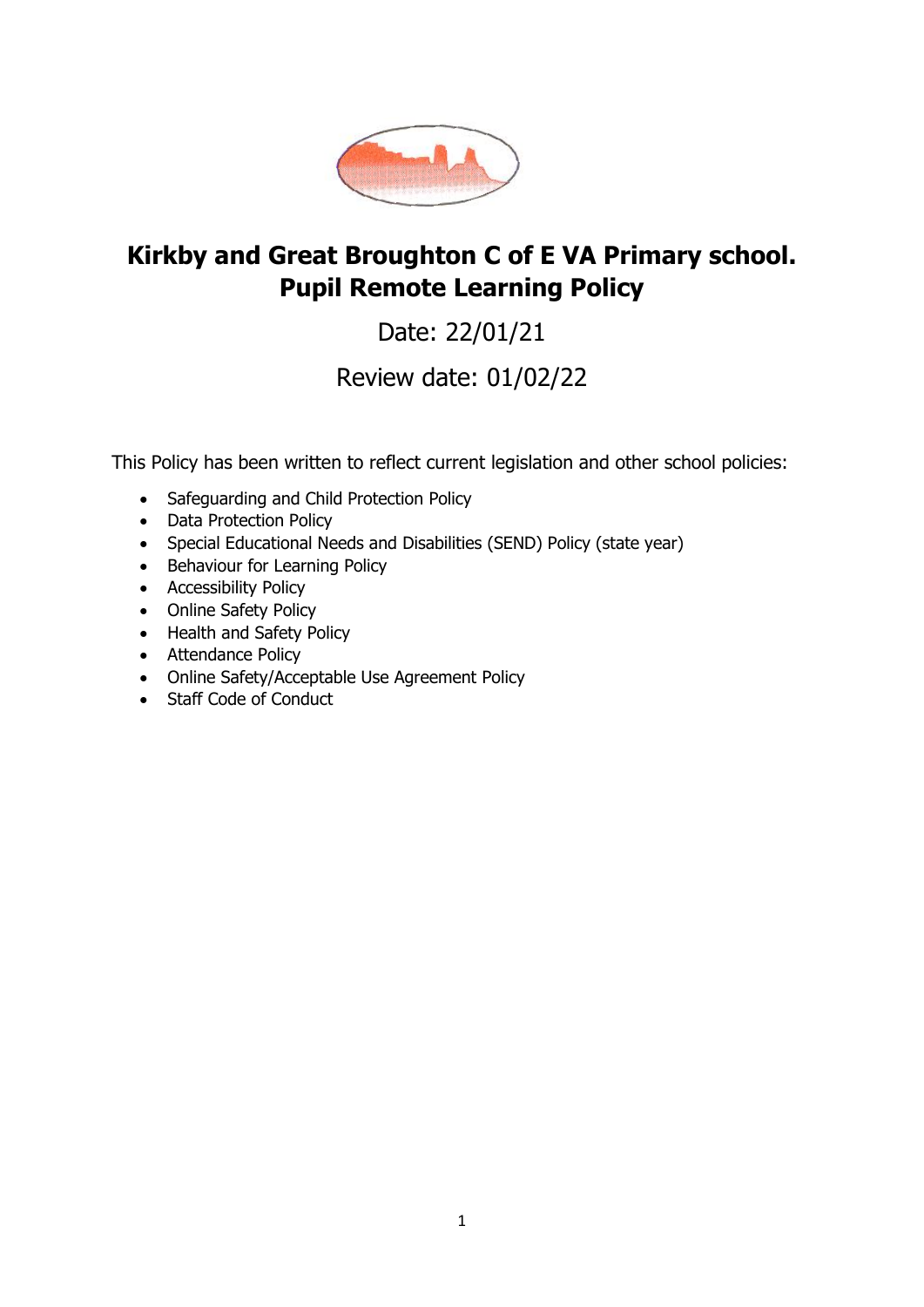# Kirkby and Great Broughton C of E VA Primary school. Pupil Remote Learning Policy

Date: 22/01/21

Review date: 01/02/22

This Policy has been written to reflect current legislation and other school policies:

- Safeguarding and Child Protection Policy
- Data Protection Policy
- Special Educational Needs and Disabilities (SEND) Policy (state year)
- Behaviour for Learning Policy
- Accessibility Policy
- Online Safety Policy
- Health and Safety Policy
- Attendance Policy
- Online Safety/Acceptable Use Agreement Policy
- Staff Code of Conduct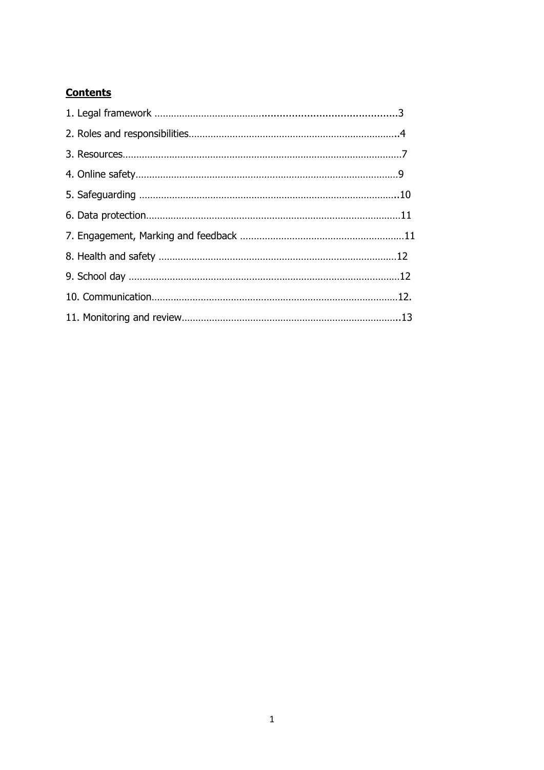**Contents**

1. Legal framework ....................................................................................3
2. Roles and responsibilities.........................................................................4
3. Resources...............................................................................................7
4. Online safety............................................................................................9
5. Safeguarding .........................................................................................10
6. Data protection.......................................................................................11
7. Engagement, Marking and feedback .......................................................11
8. Health and safety ...................................................................................12
9. School day .............................................................................................12
10. Communication.....................................................................................12.
11. Monitoring and review...........................................................................13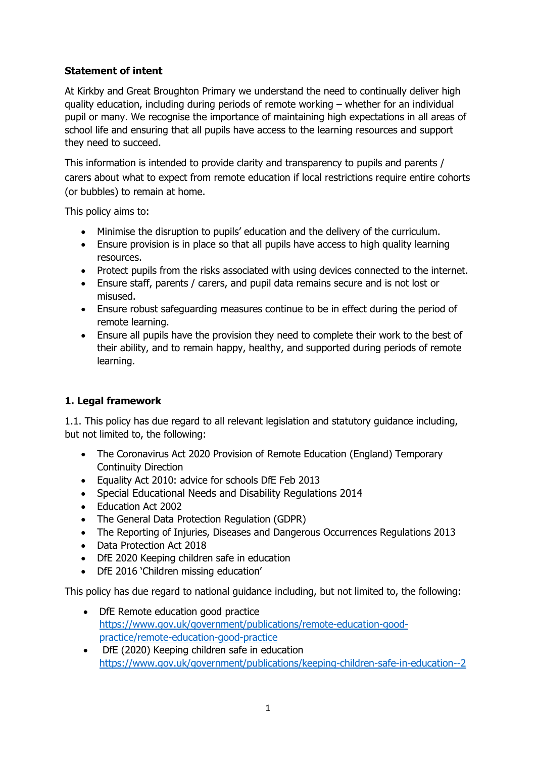**Statement of intent**

At Kirkby and Great Broughton Primary we understand the need to continually deliver high quality education, including during periods of remote working – whether for an individual pupil or many. We recognise the importance of maintaining high expectations in all areas of school life and ensuring that all pupils have access to the learning resources and support they need to succeed.

This information is intended to provide clarity and transparency to pupils and parents / carers about what to expect from remote education if local restrictions require entire cohorts (or bubbles) to remain at home.

This policy aims to:

- Minimise the disruption to pupils' education and the delivery of the curriculum.
- Ensure provision is in place so that all pupils have access to high quality learning resources.
- Protect pupils from the risks associated with using devices connected to the internet.
- Ensure staff, parents / carers, and pupil data remains secure and is not lost or misused.
- Ensure robust safeguarding measures continue to be in effect during the period of remote learning.
- Ensure all pupils have the provision they need to complete their work to the best of their ability, and to remain happy, healthy, and supported during periods of remote learning.

**1. Legal framework**

1.1. This policy has due regard to all relevant legislation and statutory guidance including, but not limited to, the following:

- The Coronavirus Act 2020 Provision of Remote Education (England) Temporary Continuity Direction
- Equality Act 2010: advice for schools DfE Feb 2013
- Special Educational Needs and Disability Regulations 2014
- Education Act 2002
- The General Data Protection Regulation (GDPR)
- The Reporting of Injuries, Diseases and Dangerous Occurrences Regulations 2013
- Data Protection Act 2018
- DfE 2020 Keeping children safe in education
- DfE 2016 'Children missing education'

This policy has due regard to national guidance including, but not limited to, the following:

- DfE Remote education good practice https://www.gov.uk/government/publications/remote-education-good-practice/remote-education-good-practice
- DfE (2020) Keeping children safe in education https://www.gov.uk/government/publications/keeping-children-safe-in-education--2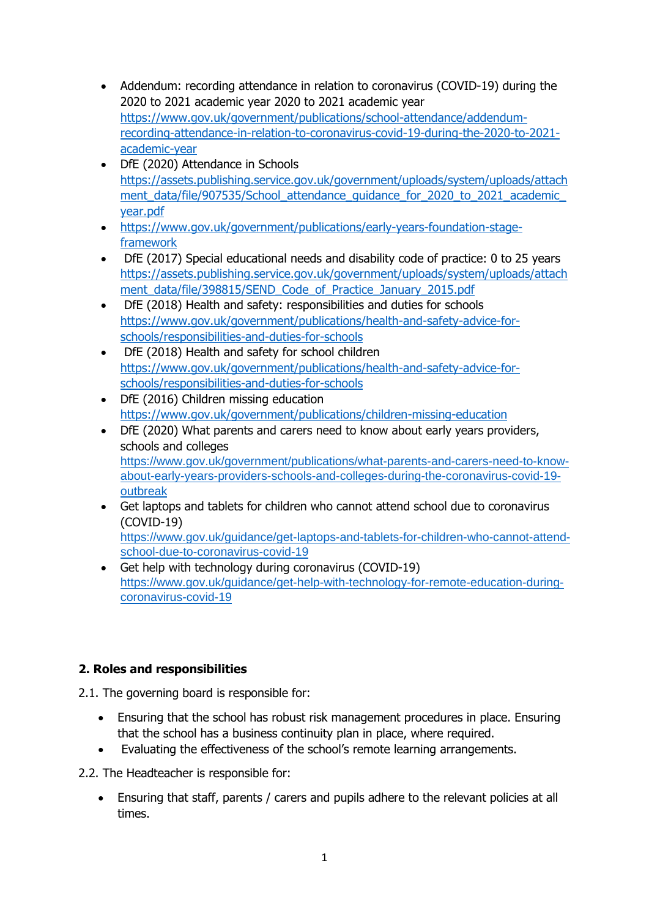- Addendum: recording attendance in relation to coronavirus (COVID-19) during the 2020 to 2021 academic year 2020 to 2021 academic year https://www.gov.uk/government/publications/school-attendance/addendum-recording-attendance-in-relation-to-coronavirus-covid-19-during-the-2020-to-2021-academic-year
- DfE (2020) Attendance in Schools https://assets.publishing.service.gov.uk/government/uploads/system/uploads/attachment_data/file/907535/School_attendance_guidance_for_2020_to_2021_academic_year.pdf
- https://www.gov.uk/government/publications/early-years-foundation-stage-framework
- DfE (2017) Special educational needs and disability code of practice: 0 to 25 years https://assets.publishing.service.gov.uk/government/uploads/system/uploads/attachment_data/file/398815/SEND_Code_of_Practice_January_2015.pdf
- DfE (2018) Health and safety: responsibilities and duties for schools https://www.gov.uk/government/publications/health-and-safety-advice-for-schools/responsibilities-and-duties-for-schools
- DfE (2018) Health and safety for school children https://www.gov.uk/government/publications/health-and-safety-advice-for-schools/responsibilities-and-duties-for-schools
- DfE (2016) Children missing education https://www.gov.uk/government/publications/children-missing-education
- DfE (2020) What parents and carers need to know about early years providers, schools and colleges https://www.gov.uk/government/publications/what-parents-and-carers-need-to-know-about-early-years-providers-schools-and-colleges-during-the-coronavirus-covid-19-outbreak
- Get laptops and tablets for children who cannot attend school due to coronavirus (COVID-19) https://www.gov.uk/guidance/get-laptops-and-tablets-for-children-who-cannot-attend-school-due-to-coronavirus-covid-19
- Get help with technology during coronavirus (COVID-19) https://www.gov.uk/guidance/get-help-with-technology-for-remote-education-during-coronavirus-covid-19

## 2. Roles and responsibilities

2.1. The governing board is responsible for:

- Ensuring that the school has robust risk management procedures in place. Ensuring that the school has a business continuity plan in place, where required.
- Evaluating the effectiveness of the school's remote learning arrangements.

2.2. The Headteacher is responsible for:

- Ensuring that staff, parents / carers and pupils adhere to the relevant policies at all times.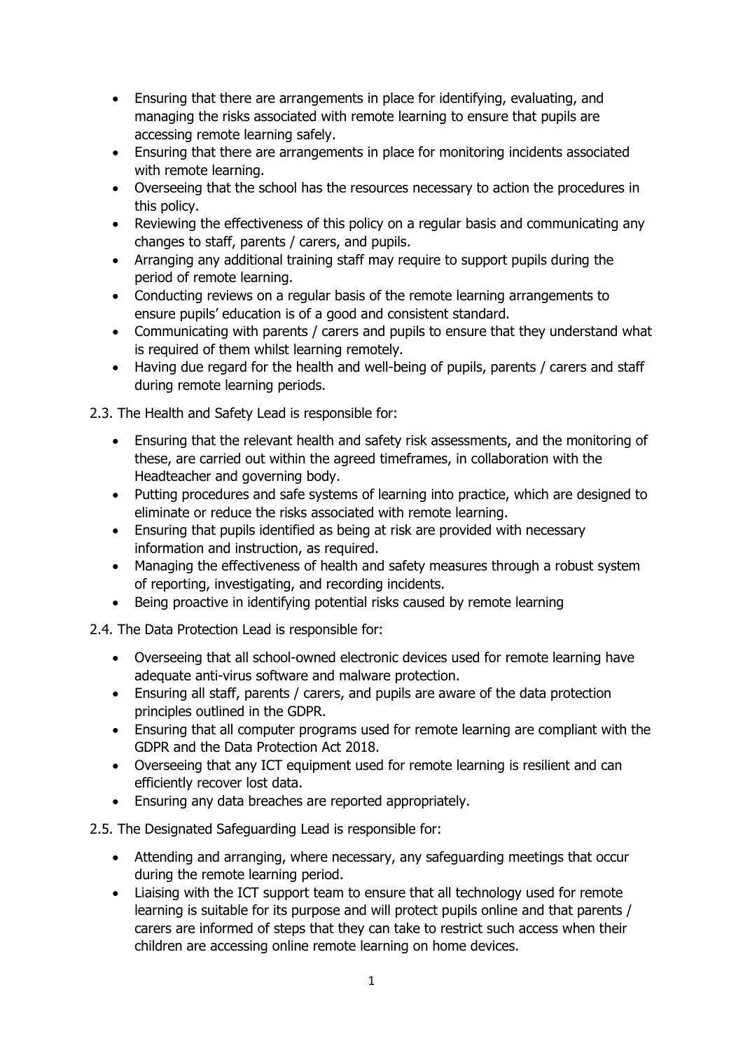- Ensuring that there are arrangements in place for identifying, evaluating, and managing the risks associated with remote learning to ensure that pupils are accessing remote learning safely.
- Ensuring that there are arrangements in place for monitoring incidents associated with remote learning.
- Overseeing that the school has the resources necessary to action the procedures in this policy.
- Reviewing the effectiveness of this policy on a regular basis and communicating any changes to staff, parents / carers, and pupils.
- Arranging any additional training staff may require to support pupils during the period of remote learning.
- Conducting reviews on a regular basis of the remote learning arrangements to ensure pupils' education is of a good and consistent standard.
- Communicating with parents / carers and pupils to ensure that they understand what is required of them whilst learning remotely.
- Having due regard for the health and well-being of pupils, parents / carers and staff during remote learning periods.

2.3. The Health and Safety Lead is responsible for:

- Ensuring that the relevant health and safety risk assessments, and the monitoring of these, are carried out within the agreed timeframes, in collaboration with the Headteacher and governing body.
- Putting procedures and safe systems of learning into practice, which are designed to eliminate or reduce the risks associated with remote learning.
- Ensuring that pupils identified as being at risk are provided with necessary information and instruction, as required.
- Managing the effectiveness of health and safety measures through a robust system of reporting, investigating, and recording incidents.
- Being proactive in identifying potential risks caused by remote learning

2.4. The Data Protection Lead is responsible for:

- Overseeing that all school-owned electronic devices used for remote learning have adequate anti-virus software and malware protection.
- Ensuring all staff, parents / carers, and pupils are aware of the data protection principles outlined in the GDPR.
- Ensuring that all computer programs used for remote learning are compliant with the GDPR and the Data Protection Act 2018.
- Overseeing that any ICT equipment used for remote learning is resilient and can efficiently recover lost data.
- Ensuring any data breaches are reported appropriately.

2.5. The Designated Safeguarding Lead is responsible for:

- Attending and arranging, where necessary, any safeguarding meetings that occur during the remote learning period.
- Liaising with the ICT support team to ensure that all technology used for remote learning is suitable for its purpose and will protect pupils online and that parents / carers are informed of steps that they can take to restrict such access when their children are accessing online remote learning on home devices.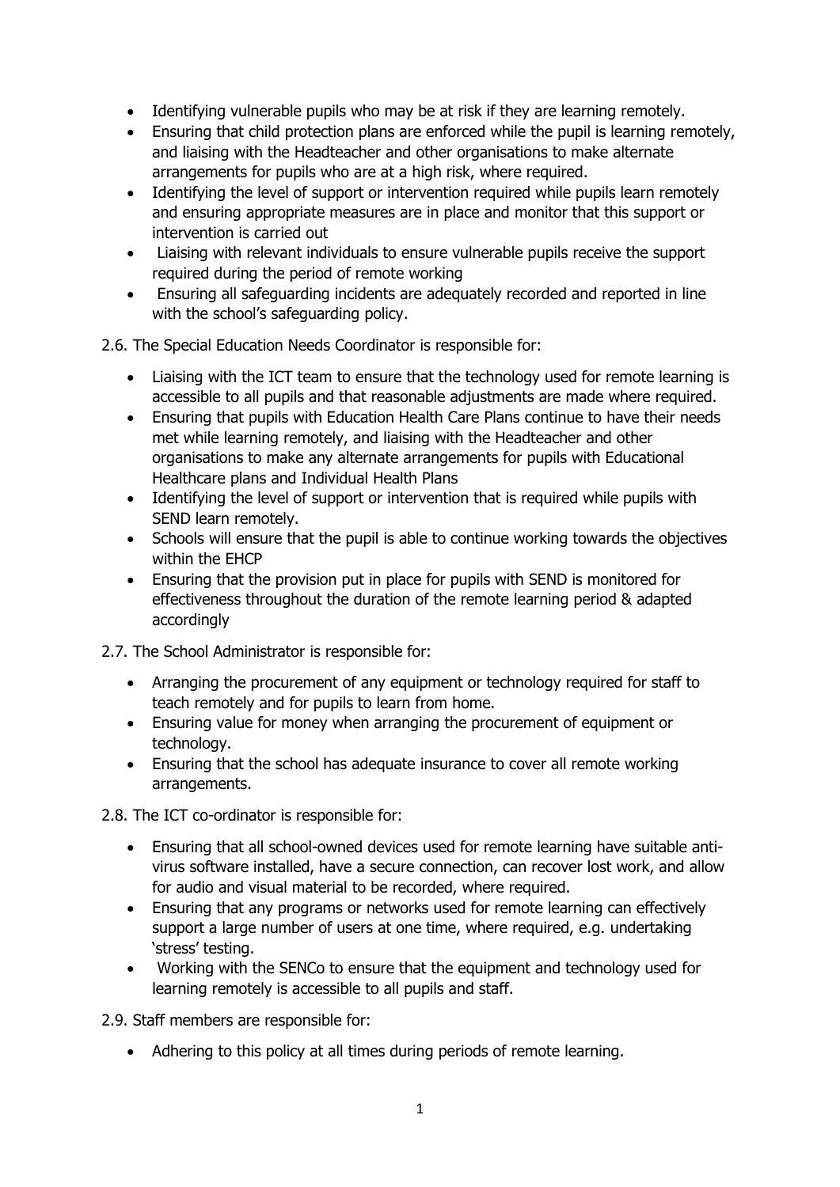- Identifying vulnerable pupils who may be at risk if they are learning remotely.
- Ensuring that child protection plans are enforced while the pupil is learning remotely, and liaising with the Headteacher and other organisations to make alternate arrangements for pupils who are at a high risk, where required.
- Identifying the level of support or intervention required while pupils learn remotely and ensuring appropriate measures are in place and monitor that this support or intervention is carried out
- Liaising with relevant individuals to ensure vulnerable pupils receive the support required during the period of remote working
- Ensuring all safeguarding incidents are adequately recorded and reported in line with the school's safeguarding policy.

2.6. The Special Education Needs Coordinator is responsible for:

- Liaising with the ICT team to ensure that the technology used for remote learning is accessible to all pupils and that reasonable adjustments are made where required.
- Ensuring that pupils with Education Health Care Plans continue to have their needs met while learning remotely, and liaising with the Headteacher and other organisations to make any alternate arrangements for pupils with Educational Healthcare plans and Individual Health Plans
- Identifying the level of support or intervention that is required while pupils with SEND learn remotely.
- Schools will ensure that the pupil is able to continue working towards the objectives within the EHCP
- Ensuring that the provision put in place for pupils with SEND is monitored for effectiveness throughout the duration of the remote learning period & adapted accordingly

2.7. The School Administrator is responsible for:

- Arranging the procurement of any equipment or technology required for staff to teach remotely and for pupils to learn from home.
- Ensuring value for money when arranging the procurement of equipment or technology.
- Ensuring that the school has adequate insurance to cover all remote working arrangements.

2.8. The ICT co-ordinator is responsible for:

- Ensuring that all school-owned devices used for remote learning have suitable anti-virus software installed, have a secure connection, can recover lost work, and allow for audio and visual material to be recorded, where required.
- Ensuring that any programs or networks used for remote learning can effectively support a large number of users at one time, where required, e.g. undertaking 'stress' testing.
- Working with the SENCo to ensure that the equipment and technology used for learning remotely is accessible to all pupils and staff.

2.9. Staff members are responsible for:

- Adhering to this policy at all times during periods of remote learning.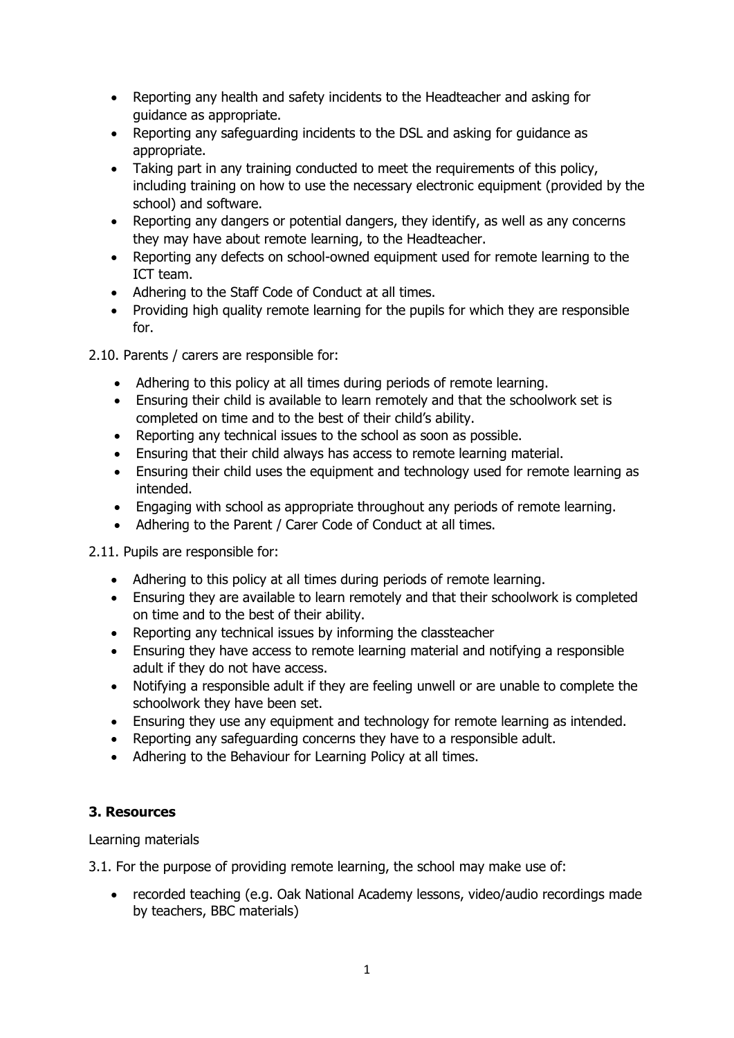- Reporting any health and safety incidents to the Headteacher and asking for guidance as appropriate.
- Reporting any safeguarding incidents to the DSL and asking for guidance as appropriate.
- Taking part in any training conducted to meet the requirements of this policy, including training on how to use the necessary electronic equipment (provided by the school) and software.
- Reporting any dangers or potential dangers, they identify, as well as any concerns they may have about remote learning, to the Headteacher.
- Reporting any defects on school-owned equipment used for remote learning to the ICT team.
- Adhering to the Staff Code of Conduct at all times.
- Providing high quality remote learning for the pupils for which they are responsible for.

2.10. Parents / carers are responsible for:

- Adhering to this policy at all times during periods of remote learning.
- Ensuring their child is available to learn remotely and that the schoolwork set is completed on time and to the best of their child's ability.
- Reporting any technical issues to the school as soon as possible.
- Ensuring that their child always has access to remote learning material.
- Ensuring their child uses the equipment and technology used for remote learning as intended.
- Engaging with school as appropriate throughout any periods of remote learning.
- Adhering to the Parent / Carer Code of Conduct at all times.

2.11. Pupils are responsible for:

- Adhering to this policy at all times during periods of remote learning.
- Ensuring they are available to learn remotely and that their schoolwork is completed on time and to the best of their ability.
- Reporting any technical issues by informing the classteacher
- Ensuring they have access to remote learning material and notifying a responsible adult if they do not have access.
- Notifying a responsible adult if they are feeling unwell or are unable to complete the schoolwork they have been set.
- Ensuring they use any equipment and technology for remote learning as intended.
- Reporting any safeguarding concerns they have to a responsible adult.
- Adhering to the Behaviour for Learning Policy at all times.

## 3. Resources

Learning materials

3.1. For the purpose of providing remote learning, the school may make use of:

- recorded teaching (e.g. Oak National Academy lessons, video/audio recordings made by teachers, BBC materials)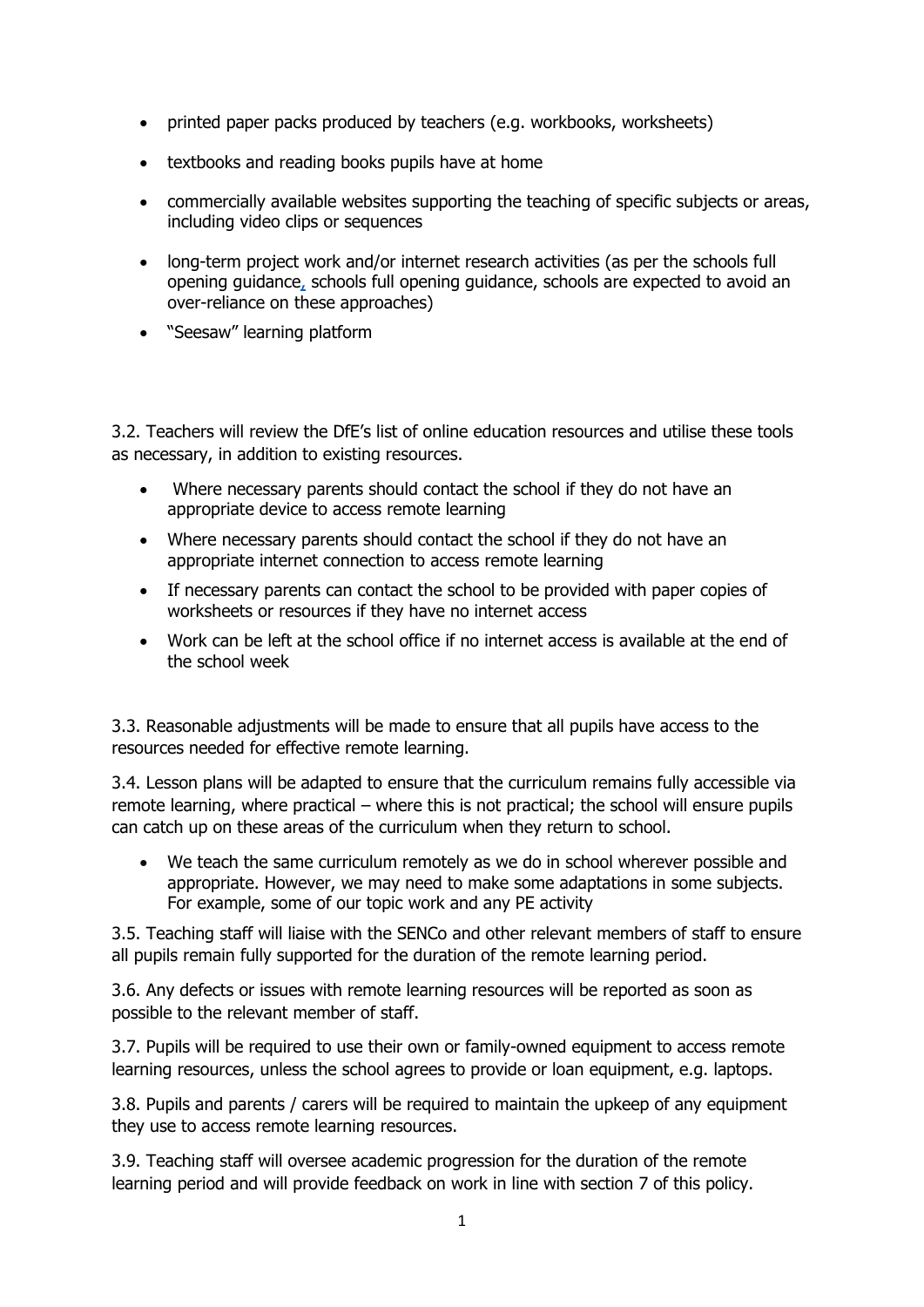- printed paper packs produced by teachers (e.g. workbooks, worksheets)
- textbooks and reading books pupils have at home
- commercially available websites supporting the teaching of specific subjects or areas, including video clips or sequences
- long-term project work and/or internet research activities (as per the schools full opening guidance, schools full opening guidance, schools are expected to avoid an over-reliance on these approaches)
- "Seesaw" learning platform

3.2. Teachers will review the DfE's list of online education resources and utilise these tools as necessary, in addition to existing resources.

- Where necessary parents should contact the school if they do not have an appropriate device to access remote learning
- Where necessary parents should contact the school if they do not have an appropriate internet connection to access remote learning
- If necessary parents can contact the school to be provided with paper copies of worksheets or resources if they have no internet access
- Work can be left at the school office if no internet access is available at the end of the school week

3.3. Reasonable adjustments will be made to ensure that all pupils have access to the resources needed for effective remote learning.

3.4. Lesson plans will be adapted to ensure that the curriculum remains fully accessible via remote learning, where practical – where this is not practical; the school will ensure pupils can catch up on these areas of the curriculum when they return to school.

- We teach the same curriculum remotely as we do in school wherever possible and appropriate. However, we may need to make some adaptations in some subjects. For example, some of our topic work and any PE activity

3.5. Teaching staff will liaise with the SENCo and other relevant members of staff to ensure all pupils remain fully supported for the duration of the remote learning period.

3.6. Any defects or issues with remote learning resources will be reported as soon as possible to the relevant member of staff.

3.7. Pupils will be required to use their own or family-owned equipment to access remote learning resources, unless the school agrees to provide or loan equipment, e.g. laptops.

3.8. Pupils and parents / carers will be required to maintain the upkeep of any equipment they use to access remote learning resources.

3.9. Teaching staff will oversee academic progression for the duration of the remote learning period and will provide feedback on work in line with section 7 of this policy.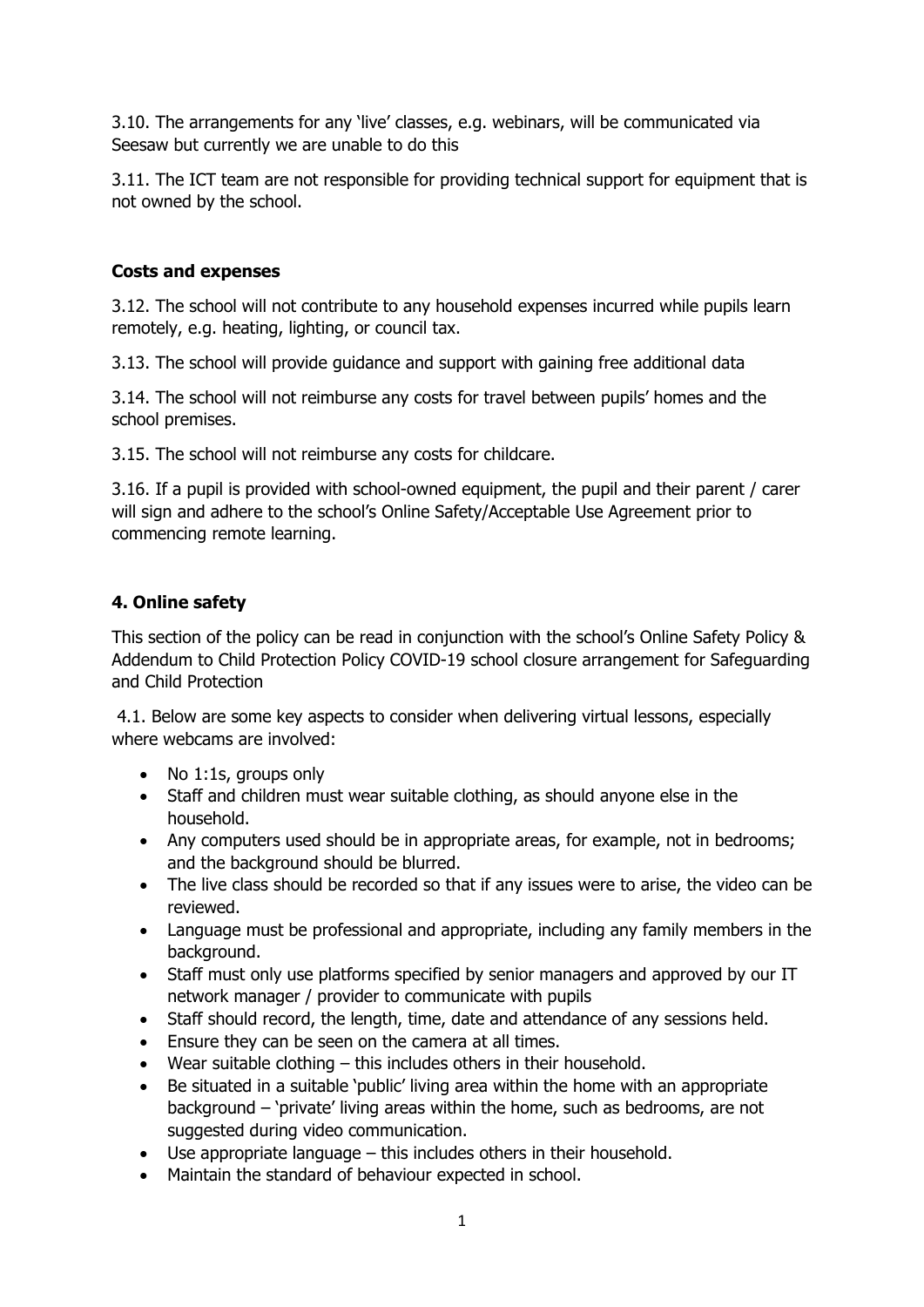3.10. The arrangements for any 'live' classes, e.g. webinars, will be communicated via Seesaw but currently we are unable to do this

3.11. The ICT team are not responsible for providing technical support for equipment that is not owned by the school.

**Costs and expenses**

3.12. The school will not contribute to any household expenses incurred while pupils learn remotely, e.g. heating, lighting, or council tax.

3.13. The school will provide guidance and support with gaining free additional data

3.14. The school will not reimburse any costs for travel between pupils' homes and the school premises.

3.15. The school will not reimburse any costs for childcare.

3.16. If a pupil is provided with school-owned equipment, the pupil and their parent / carer will sign and adhere to the school's Online Safety/Acceptable Use Agreement prior to commencing remote learning.

## 4. Online safety

This section of the policy can be read in conjunction with the school's Online Safety Policy & Addendum to Child Protection Policy COVID-19 school closure arrangement for Safeguarding and Child Protection

4.1. Below are some key aspects to consider when delivering virtual lessons, especially where webcams are involved:

- No 1:1s, groups only
- Staff and children must wear suitable clothing, as should anyone else in the household.
- Any computers used should be in appropriate areas, for example, not in bedrooms; and the background should be blurred.
- The live class should be recorded so that if any issues were to arise, the video can be reviewed.
- Language must be professional and appropriate, including any family members in the background.
- Staff must only use platforms specified by senior managers and approved by our IT network manager / provider to communicate with pupils
- Staff should record, the length, time, date and attendance of any sessions held.
- Ensure they can be seen on the camera at all times.
- Wear suitable clothing – this includes others in their household.
- Be situated in a suitable 'public' living area within the home with an appropriate background – 'private' living areas within the home, such as bedrooms, are not suggested during video communication.
- Use appropriate language – this includes others in their household.
- Maintain the standard of behaviour expected in school.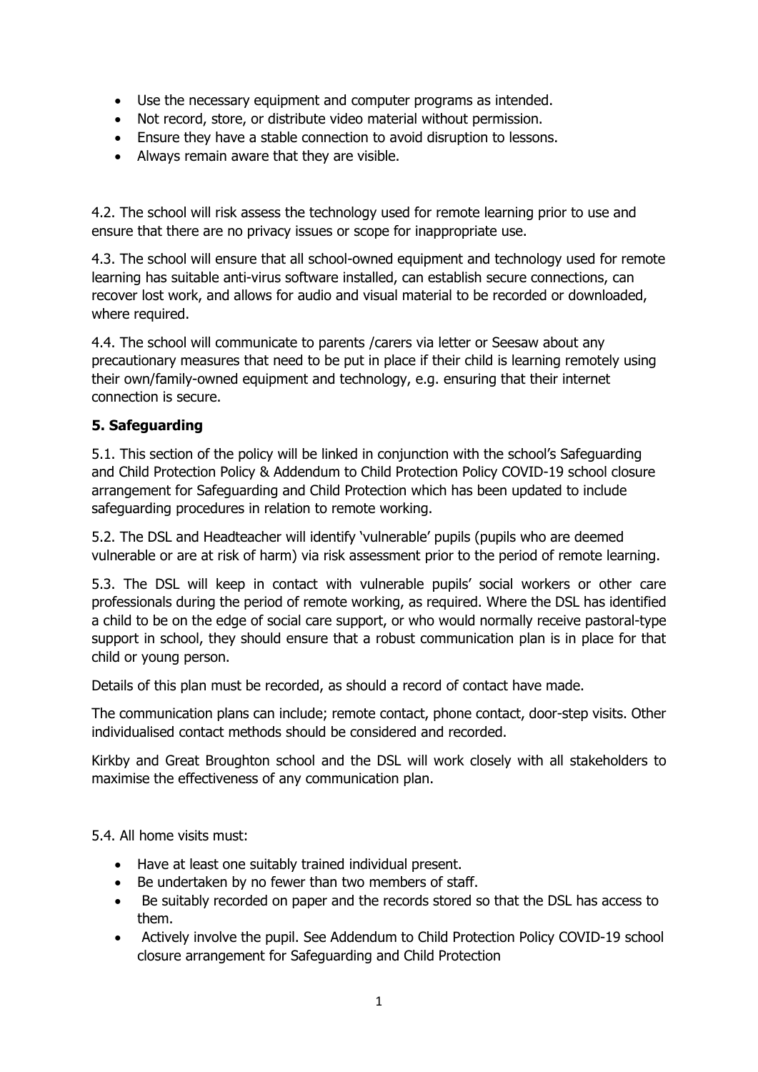- Use the necessary equipment and computer programs as intended.
- Not record, store, or distribute video material without permission.
- Ensure they have a stable connection to avoid disruption to lessons.
- Always remain aware that they are visible.

4.2. The school will risk assess the technology used for remote learning prior to use and ensure that there are no privacy issues or scope for inappropriate use.

4.3. The school will ensure that all school-owned equipment and technology used for remote learning has suitable anti-virus software installed, can establish secure connections, can recover lost work, and allows for audio and visual material to be recorded or downloaded, where required.

4.4. The school will communicate to parents /carers via letter or Seesaw about any precautionary measures that need to be put in place if their child is learning remotely using their own/family-owned equipment and technology, e.g. ensuring that their internet connection is secure.

### 5. Safeguarding

5.1. This section of the policy will be linked in conjunction with the school's Safeguarding and Child Protection Policy & Addendum to Child Protection Policy COVID-19 school closure arrangement for Safeguarding and Child Protection which has been updated to include safeguarding procedures in relation to remote working.

5.2. The DSL and Headteacher will identify 'vulnerable' pupils (pupils who are deemed vulnerable or are at risk of harm) via risk assessment prior to the period of remote learning.

5.3. The DSL will keep in contact with vulnerable pupils' social workers or other care professionals during the period of remote working, as required. Where the DSL has identified a child to be on the edge of social care support, or who would normally receive pastoral-type support in school, they should ensure that a robust communication plan is in place for that child or young person.

Details of this plan must be recorded, as should a record of contact have made.

The communication plans can include; remote contact, phone contact, door-step visits. Other individualised contact methods should be considered and recorded.

Kirkby and Great Broughton school and the DSL will work closely with all stakeholders to maximise the effectiveness of any communication plan.

5.4. All home visits must:

- Have at least one suitably trained individual present.
- Be undertaken by no fewer than two members of staff.
- Be suitably recorded on paper and the records stored so that the DSL has access to them.
- Actively involve the pupil. See Addendum to Child Protection Policy COVID-19 school closure arrangement for Safeguarding and Child Protection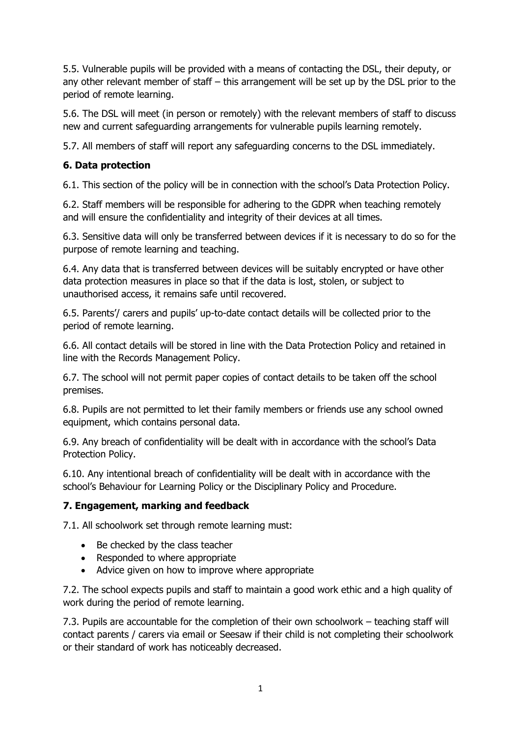5.5. Vulnerable pupils will be provided with a means of contacting the DSL, their deputy, or any other relevant member of staff – this arrangement will be set up by the DSL prior to the period of remote learning.

5.6. The DSL will meet (in person or remotely) with the relevant members of staff to discuss new and current safeguarding arrangements for vulnerable pupils learning remotely.

5.7. All members of staff will report any safeguarding concerns to the DSL immediately.

## 6. Data protection

6.1. This section of the policy will be in connection with the school's Data Protection Policy.

6.2. Staff members will be responsible for adhering to the GDPR when teaching remotely and will ensure the confidentiality and integrity of their devices at all times.

6.3. Sensitive data will only be transferred between devices if it is necessary to do so for the purpose of remote learning and teaching.

6.4. Any data that is transferred between devices will be suitably encrypted or have other data protection measures in place so that if the data is lost, stolen, or subject to unauthorised access, it remains safe until recovered.

6.5. Parents'/ carers and pupils' up-to-date contact details will be collected prior to the period of remote learning.

6.6. All contact details will be stored in line with the Data Protection Policy and retained in line with the Records Management Policy.

6.7. The school will not permit paper copies of contact details to be taken off the school premises.

6.8. Pupils are not permitted to let their family members or friends use any school owned equipment, which contains personal data.

6.9. Any breach of confidentiality will be dealt with in accordance with the school's Data Protection Policy.

6.10. Any intentional breach of confidentiality will be dealt with in accordance with the school's Behaviour for Learning Policy or the Disciplinary Policy and Procedure.

## 7. Engagement, marking and feedback

7.1. All schoolwork set through remote learning must:

- Be checked by the class teacher
- Responded to where appropriate
- Advice given on how to improve where appropriate

7.2. The school expects pupils and staff to maintain a good work ethic and a high quality of work during the period of remote learning.

7.3. Pupils are accountable for the completion of their own schoolwork – teaching staff will contact parents / carers via email or Seesaw if their child is not completing their schoolwork or their standard of work has noticeably decreased.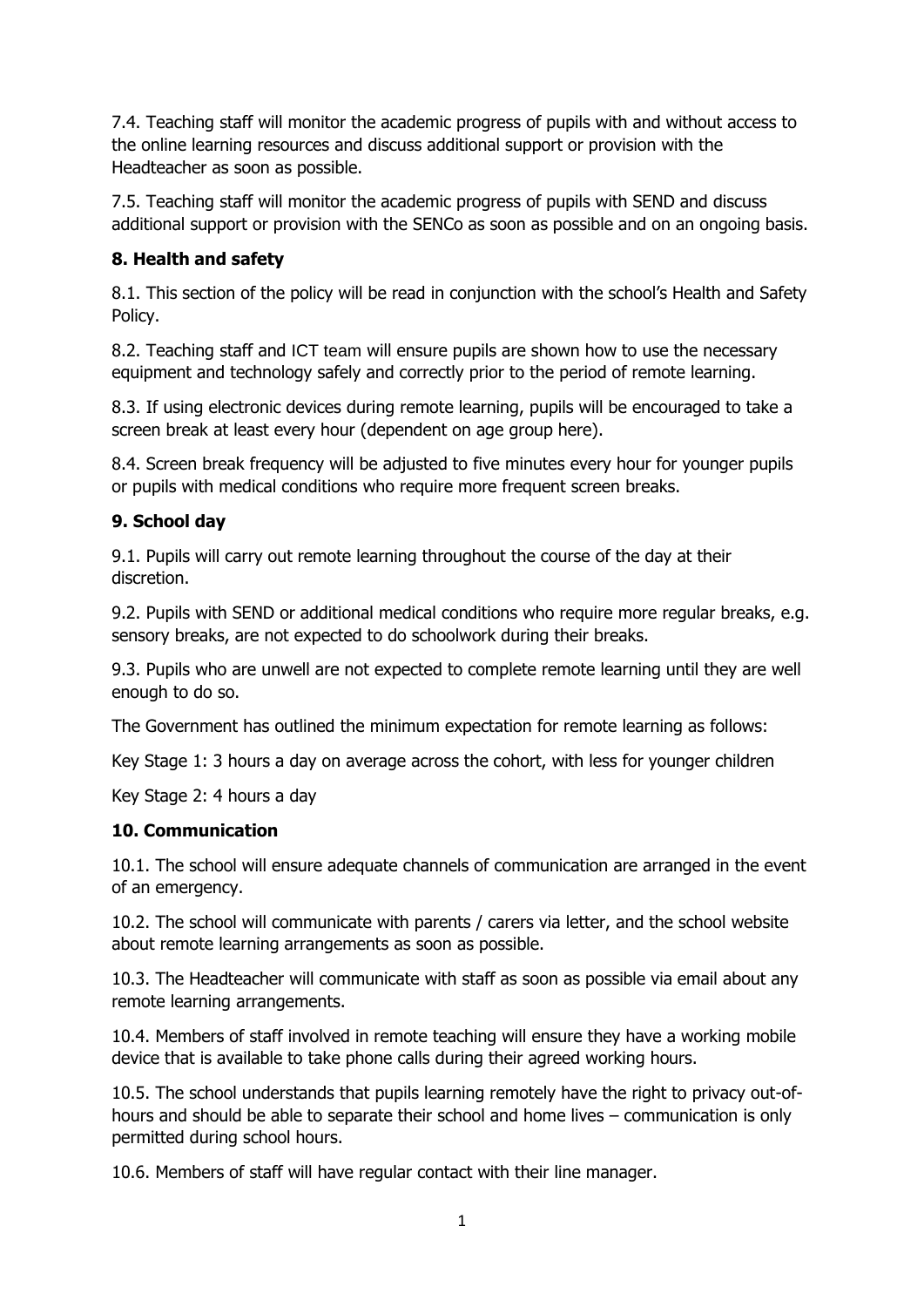7.4. Teaching staff will monitor the academic progress of pupils with and without access to the online learning resources and discuss additional support or provision with the Headteacher as soon as possible.

7.5. Teaching staff will monitor the academic progress of pupils with SEND and discuss additional support or provision with the SENCo as soon as possible and on an ongoing basis.

## 8. Health and safety

8.1. This section of the policy will be read in conjunction with the school's Health and Safety Policy.

8.2. Teaching staff and ICT team will ensure pupils are shown how to use the necessary equipment and technology safely and correctly prior to the period of remote learning.

8.3. If using electronic devices during remote learning, pupils will be encouraged to take a screen break at least every hour (dependent on age group here).

8.4. Screen break frequency will be adjusted to five minutes every hour for younger pupils or pupils with medical conditions who require more frequent screen breaks.

## 9. School day

9.1. Pupils will carry out remote learning throughout the course of the day at their discretion.

9.2. Pupils with SEND or additional medical conditions who require more regular breaks, e.g. sensory breaks, are not expected to do schoolwork during their breaks.

9.3. Pupils who are unwell are not expected to complete remote learning until they are well enough to do so.

The Government has outlined the minimum expectation for remote learning as follows:

Key Stage 1: 3 hours a day on average across the cohort, with less for younger children

Key Stage 2: 4 hours a day

## 10. Communication

10.1. The school will ensure adequate channels of communication are arranged in the event of an emergency.

10.2. The school will communicate with parents / carers via letter, and the school website about remote learning arrangements as soon as possible.

10.3. The Headteacher will communicate with staff as soon as possible via email about any remote learning arrangements.

10.4. Members of staff involved in remote teaching will ensure they have a working mobile device that is available to take phone calls during their agreed working hours.

10.5. The school understands that pupils learning remotely have the right to privacy out-of-hours and should be able to separate their school and home lives – communication is only permitted during school hours.

10.6. Members of staff will have regular contact with their line manager.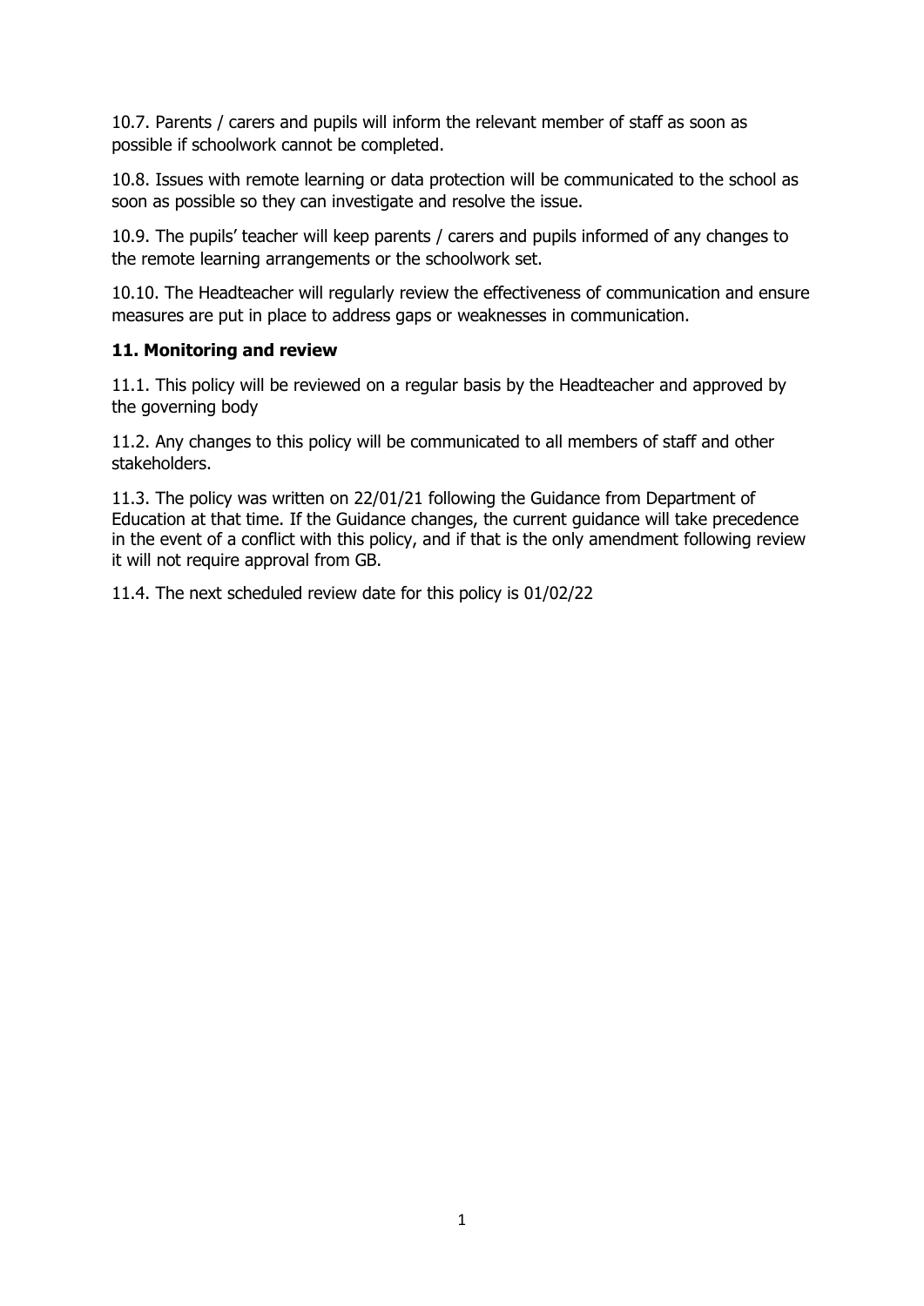10.7. Parents / carers and pupils will inform the relevant member of staff as soon as possible if schoolwork cannot be completed.

10.8. Issues with remote learning or data protection will be communicated to the school as soon as possible so they can investigate and resolve the issue.

10.9. The pupils' teacher will keep parents / carers and pupils informed of any changes to the remote learning arrangements or the schoolwork set.

10.10. The Headteacher will regularly review the effectiveness of communication and ensure measures are put in place to address gaps or weaknesses in communication.

**11. Monitoring and review**

11.1. This policy will be reviewed on a regular basis by the Headteacher and approved by the governing body

11.2. Any changes to this policy will be communicated to all members of staff and other stakeholders.

11.3. The policy was written on 22/01/21 following the Guidance from Department of Education at that time. If the Guidance changes, the current guidance will take precedence in the event of a conflict with this policy, and if that is the only amendment following review it will not require approval from GB.

11.4. The next scheduled review date for this policy is 01/02/22